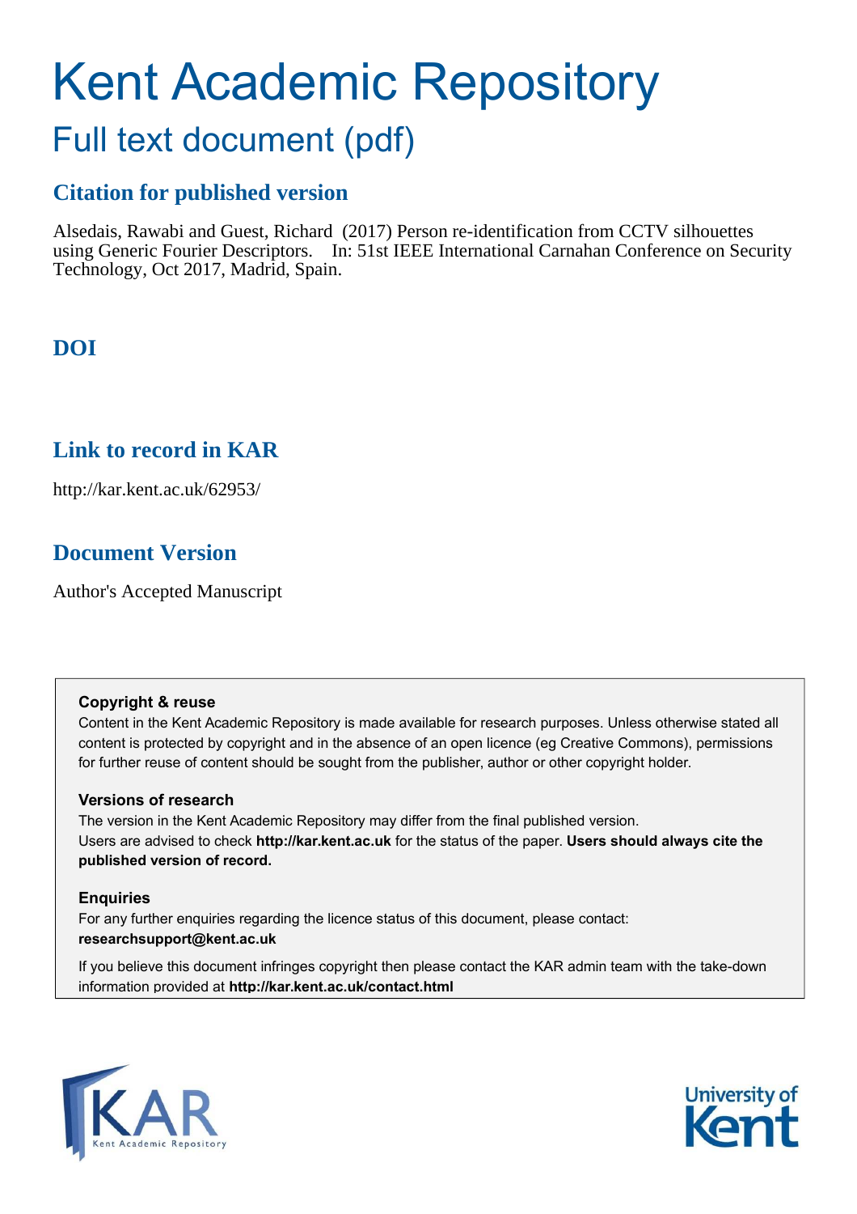# Kent Academic Repository

## Full text document (pdf)

### Citation for published version

Alsedais, Rawabi and Guest, Richard (2017) Person re-identification from CCTV silhouettes using Generic Fourier Descriptors. In: 51st IEEE International Carnahan Conference on Security Technology, Oct 2017, Madrid, Spain.

### DOI

### Link to record in KAR

http://kar.kent.ac.uk/62953/

### Document Version

Author's Accepted Manuscript

**Copyright & reuse**

Content in the Kent Academic Repository is made available for research purposes. Unless otherwise stated all content is protected by copyright and in the absence of an open licence (eg Creative Commons), permissions for further reuse of content should be sought from the publisher, author or other copyright holder.

**Versions of research**

The version in the Kent Academic Repository may differ from the final published version. Users are advised to check **http://kar.kent.ac.uk** for the status of the paper. **Users should always cite the published version of record.**

**Enquiries**

For any further enquiries regarding the licence status of this document, please contact: **researchsupport@kent.ac.uk**

If you believe this document infringes copyright then please contact the KAR admin team with the take-down information provided at **http://kar.kent.ac.uk/contact.html**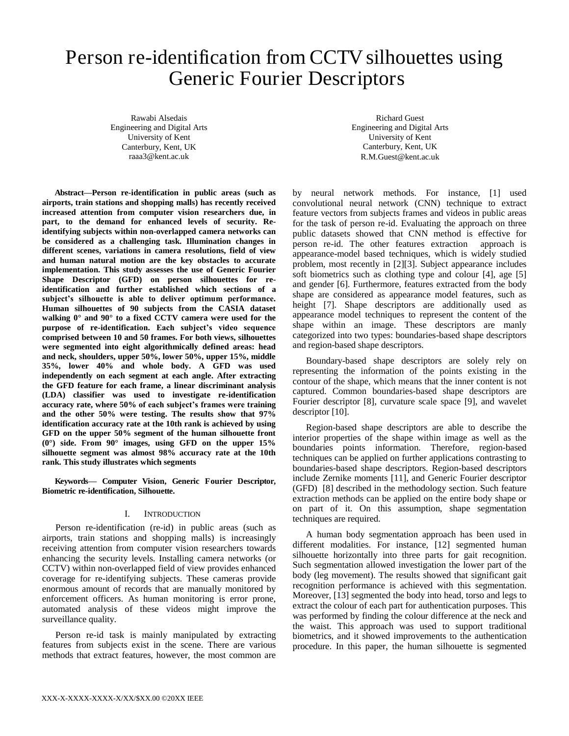# Person re-identification from CCTV silhouettes using Generic Fourier Descriptors

Rawabi Alsedais
Engineering and Digital Arts
University of Kent
Canterbury, Kent, UK
raaa3@kent.ac.uk

Richard Guest
Engineering and Digital Arts
University of Kent
Canterbury, Kent, UK
R.M.Guest@kent.ac.uk

***Abstract*—Person re-identification in public areas (such as airports, train stations and shopping malls) has recently received increased attention from computer vision researchers due, in part, to the demand for enhanced levels of security. Re-identifying subjects within non-overlapped camera networks can be considered as a challenging task. Illumination changes in different scenes, variations in camera resolutions, field of view and human natural motion are the key obstacles to accurate implementation. This study assesses the use of Generic Fourier Shape Descriptor (GFD) on person silhouettes for re-identification and further established which sections of a subject's silhouette is able to deliver optimum performance. Human silhouettes of 90 subjects from the CASIA dataset walking 0° and 90° to a fixed CCTV camera were used for the purpose of re-identification. Each subject's video sequence comprised between 10 and 50 frames. For both views, silhouettes were segmented into eight algorithmically defined areas: head and neck, shoulders, upper 50%, lower 50%, upper 15%, middle 35%, lower 40% and whole body. A GFD was used independently on each segment at each angle. After extracting the GFD feature for each frame, a linear discriminant analysis (LDA) classifier was used to investigate re-identification accuracy rate, where 50% of each subject's frames were training and the other 50% were testing. The results show that 97% identification accuracy rate at the 10th rank is achieved by using GFD on the upper 50% segment of the human silhouette front (0°) side. From 90° images, using GFD on the upper 15% silhouette segment was almost 98% accuracy rate at the 10th rank. This study illustrates which segments**

***Keywords*— Computer Vision, Generic Fourier Descriptor, Biometric re-identification, Silhouette.**

## I. Introduction

Person re-identification (re-id) in public areas (such as airports, train stations and shopping malls) is increasingly receiving attention from computer vision researchers towards enhancing the security levels. Installing camera networks (or CCTV) within non-overlapped field of view provides enhanced coverage for re-identifying subjects. These cameras provide enormous amount of records that are manually monitored by enforcement officers. As human monitoring is error prone, automated analysis of these videos might improve the surveillance quality.

Person re-id task is mainly manipulated by extracting features from subjects exist in the scene. There are various methods that extract features, however, the most common are by neural network methods. For instance, [1] used convolutional neural network (CNN) technique to extract feature vectors from subjects frames and videos in public areas for the task of person re-id. Evaluating the approach on three public datasets showed that CNN method is effective for person re-id. The other features extraction approach is appearance-model based techniques, which is widely studied problem, most recently in [2][3]. Subject appearance includes soft biometrics such as clothing type and colour [4], age [5] and gender [6]. Furthermore, features extracted from the body shape are considered as appearance model features, such as height [7]. Shape descriptors are additionally used as appearance model techniques to represent the content of the shape within an image. These descriptors are manly categorized into two types: boundaries-based shape descriptors and region-based shape descriptors.

Boundary-based shape descriptors are solely rely on representing the information of the points existing in the contour of the shape, which means that the inner content is not captured. Common boundaries-based shape descriptors are Fourier descriptor [8], curvature scale space [9], and wavelet descriptor [10].

Region-based shape descriptors are able to describe the interior properties of the shape within image as well as the boundaries points information. Therefore, region-based techniques can be applied on further applications contrasting to boundaries-based shape descriptors. Region-based descriptors include Zernike moments [11], and Generic Fourier descriptor (GFD) [8] described in the methodology section. Such feature extraction methods can be applied on the entire body shape or on part of it. On this assumption, shape segmentation techniques are required.

A human body segmentation approach has been used in different modalities. For instance, [12] segmented human silhouette horizontally into three parts for gait recognition. Such segmentation allowed investigation the lower part of the body (leg movement). The results showed that significant gait recognition performance is achieved with this segmentation. Moreover, [13] segmented the body into head, torso and legs to extract the colour of each part for authentication purposes. This was performed by finding the colour difference at the neck and the waist. This approach was used to support traditional biometrics, and it showed improvements to the authentication procedure. In this paper, the human silhouette is segmented

XXX-X-XXXX-XXXX-X/XX/$XX.00 ©20XX IEEE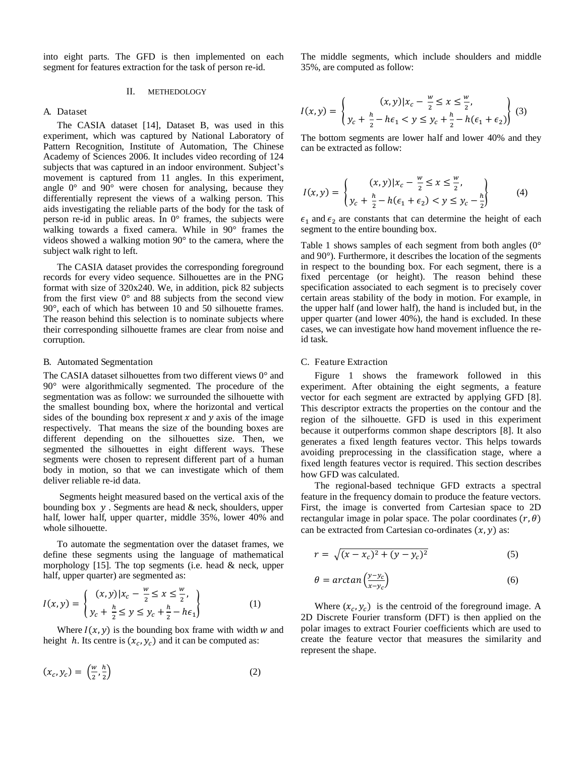into eight parts. The GFD is then implemented on each segment for features extraction for the task of person re-id.

## II. METHEDOLOGY

### A. Dataset

The CASIA dataset [14], Dataset B, was used in this experiment, which was captured by National Laboratory of Pattern Recognition, Institute of Automation, The Chinese Academy of Sciences 2006. It includes video recording of 124 subjects that was captured in an indoor environment. Subject's movement is captured from 11 angles. In this experiment, angle 0° and 90° were chosen for analysing, because they differentially represent the views of a walking person. This aids investigating the reliable parts of the body for the task of person re-id in public areas. In 0° frames, the subjects were walking towards a fixed camera. While in 90° frames the videos showed a walking motion 90° to the camera, where the subject walk right to left.

The CASIA dataset provides the corresponding foreground records for every video sequence. Silhouettes are in the PNG format with size of 320x240. We, in addition, pick 82 subjects from the first view 0° and 88 subjects from the second view 90°, each of which has between 10 and 50 silhouette frames. The reason behind this selection is to nominate subjects where their corresponding silhouette frames are clear from noise and corruption.

### B. Automated Segmentation

The CASIA dataset silhouettes from two different views 0° and 90° were algorithmically segmented. The procedure of the segmentation was as follow: we surrounded the silhouette with the smallest bounding box, where the horizontal and vertical sides of the bounding box represent $x$ and $y$ axis of the image respectively. That means the size of the bounding boxes are different depending on the silhouettes size. Then, we segmented the silhouettes in eight different ways. These segments were chosen to represent different part of a human body in motion, so that we can investigate which of them deliver reliable re-id data.

Segments height measured based on the vertical axis of the bounding box $y$. Segments are head & neck, shoulders, upper half, lower half, upper quarter, middle 35%, lower 40% and whole silhouette.

To automate the segmentation over the dataset frames, we define these segments using the language of mathematical morphology [15]. The top segments (i.e. head & neck, upper half, upper quarter) are segmented as:

$$I(x,y) = \left\{ \begin{matrix} (x,y) | x_c - \frac{w}{2} \leq x \leq \frac{w}{2}, \\ y_c + \frac{h}{2} \leq y \leq y_c + \frac{h}{2} - h\epsilon_1 \end{matrix} \right\} \quad (1)$$

Where $I(x,y)$ is the bounding box frame with width $w$ and height $h$. Its centre is $(x_c, y_c)$ and it can be computed as:

$$(x_c, y_c) = \left(\frac{w}{2}, \frac{h}{2}\right) \quad (2)$$

The middle segments, which include shoulders and middle 35%, are computed as follow:

$$I(x,y) = \left\{ \begin{matrix} (x,y) | x_c - \frac{w}{2} \leq x \leq \frac{w}{2}, \\ y_c + \frac{h}{2} - h\epsilon_1 < y \leq y_c + \frac{h}{2} - h(\epsilon_1 + \epsilon_2) \end{matrix} \right\} \quad (3)$$

The bottom segments are lower half and lower 40% and they can be extracted as follow:

$$I(x,y) = \left\{ \begin{matrix} (x,y) | x_c - \frac{w}{2} \leq x \leq \frac{w}{2}, \\ y_c + \frac{h}{2} - h(\epsilon_1 + \epsilon_2) < y \leq y_c - \frac{h}{2} \end{matrix} \right\} \quad (4)$$

$\epsilon_1$ and $\epsilon_2$ are constants that can determine the height of each segment to the entire bounding box.

Table 1 shows samples of each segment from both angles (0° and 90°). Furthermore, it describes the location of the segments in respect to the bounding box. For each segment, there is a fixed percentage (or height). The reason behind these specification associated to each segment is to precisely cover certain areas stability of the body in motion. For example, in the upper half (and lower half), the hand is included but, in the upper quarter (and lower 40%), the hand is excluded. In these cases, we can investigate how hand movement influence the re-id task.

### C. Feature Extraction

Figure 1 shows the framework followed in this experiment. After obtaining the eight segments, a feature vector for each segment are extracted by applying GFD [8]. This descriptor extracts the properties on the contour and the region of the silhouette. GFD is used in this experiment because it outperforms common shape descriptors [8]. It also generates a fixed length features vector. This helps towards avoiding preprocessing in the classification stage, where a fixed length features vector is required. This section describes how GFD was calculated.

The regional-based technique GFD extracts a spectral feature in the frequency domain to produce the feature vectors. First, the image is converted from Cartesian space to 2D rectangular image in polar space. The polar coordinates $(r, \theta)$ can be extracted from Cartesian co-ordinates $(x, y)$ as:

$$r = \sqrt{(x - x_c)^2 + (y - y_c)^2} \quad (5)$$

$$\theta = \arctan\left(\frac{y - y_c}{x - y_c}\right) \quad (6)$$

Where $(x_c, y_c)$ is the centroid of the foreground image. A 2D Discrete Fourier transform (DFT) is then applied on the polar images to extract Fourier coefficients which are used to create the feature vector that measures the similarity and represent the shape.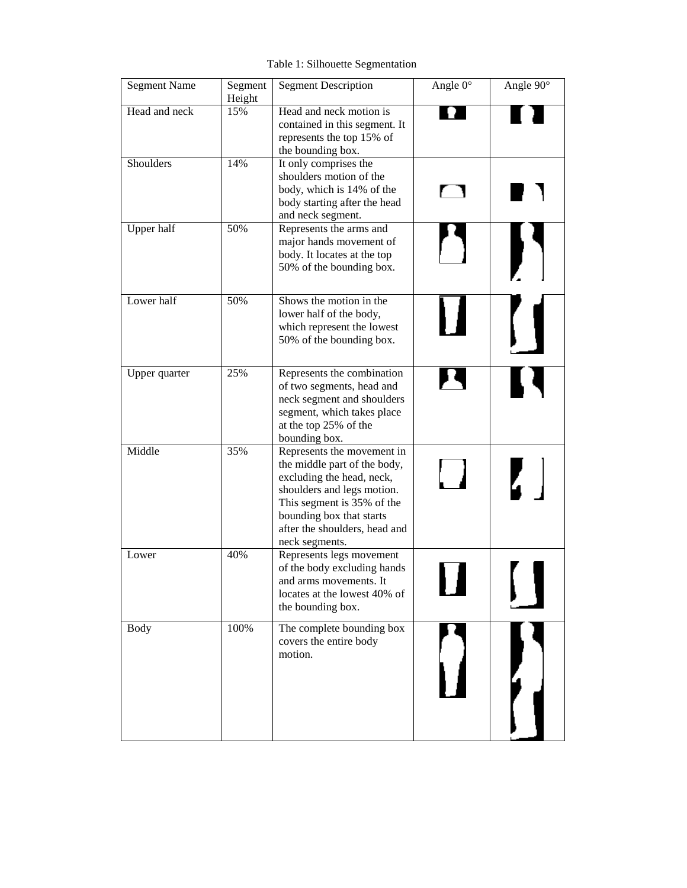Table 1: Silhouette Segmentation

| Segment Name | Segment Height | Segment Description | Angle 0° | Angle 90° |
|---|---|---|---|---|
| Head and neck | 15% | Head and neck motion is contained in this segment. It represents the top 15% of the bounding box. | | |
| Shoulders | 14% | It only comprises the shoulders motion of the body, which is 14% of the body starting after the head and neck segment. | | |
| Upper half | 50% | Represents the arms and major hands movement of body. It locates at the top 50% of the bounding box. | | |
| Lower half | 50% | Shows the motion in the lower half of the body, which represent the lowest 50% of the bounding box. | | |
| Upper quarter | 25% | Represents the combination of two segments, head and neck segment and shoulders segment, which takes place at the top 25% of the bounding box. | | |
| Middle | 35% | Represents the movement in the middle part of the body, excluding the head, neck, shoulders and legs motion. This segment is 35% of the bounding box that starts after the shoulders, head and neck segments. | | |
| Lower | 40% | Represents legs movement of the body excluding hands and arms movements. It locates at the lowest 40% of the bounding box. | | |
| Body | 100% | The complete bounding box covers the entire body motion. | | |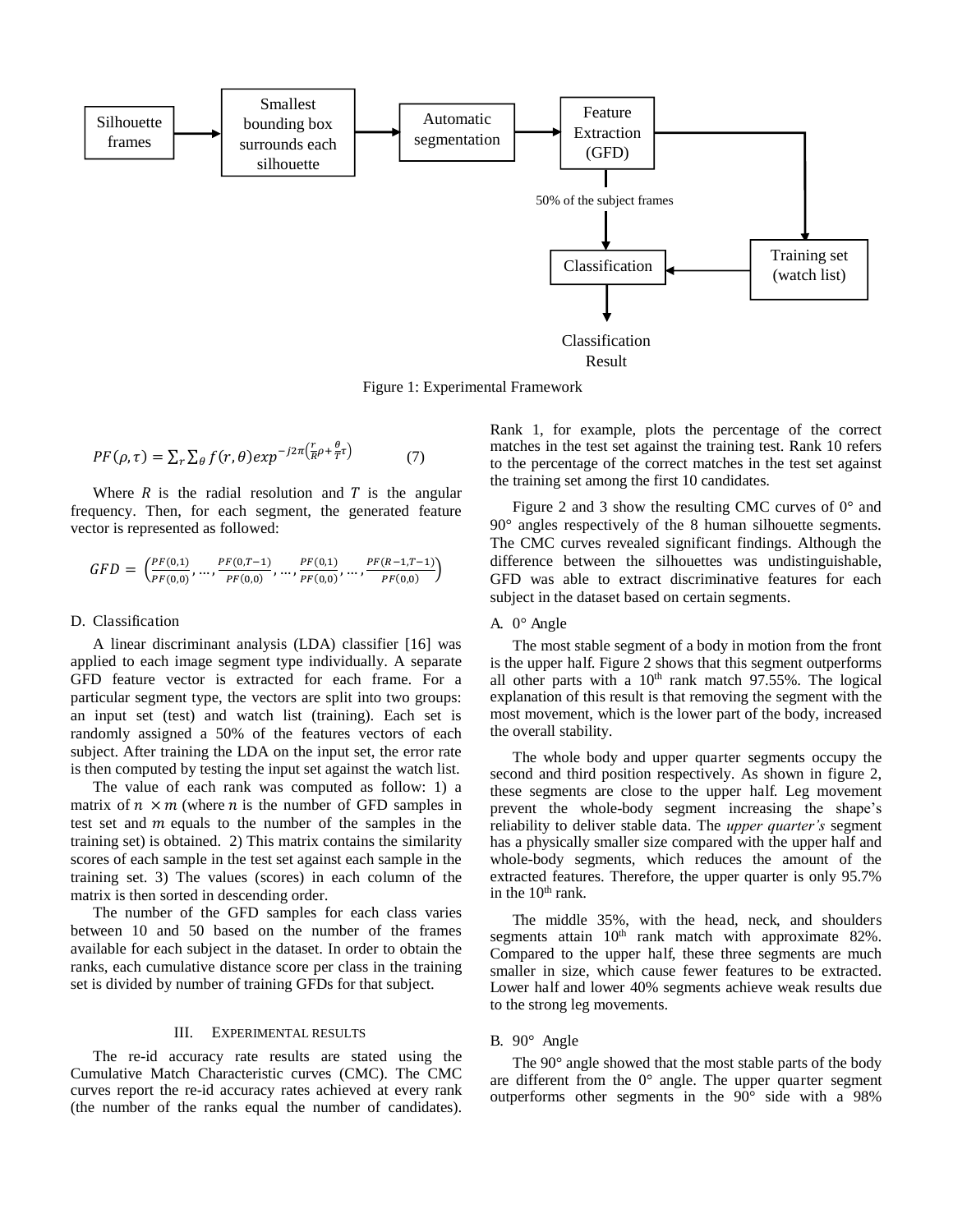Silhouette frames → Smallest bounding box surrounds each silhouette → Automatic segmentation → Feature Extraction (GFD) → 50% of the subject frames → Classification ← Training set (watch list) → Classification Result

Figure 1: Experimental Framework

$$PF(\rho,\tau) = \sum_r \sum_\theta f(r,\theta) exp^{-j2\pi\left(\frac{r}{R}\rho + \frac{\theta}{T}\tau\right)} \quad (7)$$

Where $R$ is the radial resolution and $T$ is the angular frequency. Then, for each segment, the generated feature vector is represented as followed:

$$GFD = \left(\frac{PF(0,1)}{PF(0,0)}, \ldots, \frac{PF(0,T-1)}{PF(0,0)}, \ldots, \frac{PF(0,1)}{PF(0,0)}, \ldots, \frac{PF(R-1,T-1)}{PF(0,0)}\right)$$

### D. Classification

A linear discriminant analysis (LDA) classifier [16] was applied to each image segment type individually. A separate GFD feature vector is extracted for each frame. For a particular segment type, the vectors are split into two groups: an input set (test) and watch list (training). Each set is randomly assigned a 50% of the features vectors of each subject. After training the LDA on the input set, the error rate is then computed by testing the input set against the watch list.

The value of each rank was computed as follow: 1) a matrix of $n \times m$ (where $n$ is the number of GFD samples in test set and $m$ equals to the number of the samples in the training set) is obtained. 2) This matrix contains the similarity scores of each sample in the test set against each sample in the training set. 3) The values (scores) in each column of the matrix is then sorted in descending order.

The number of the GFD samples for each class varies between 10 and 50 based on the number of the frames available for each subject in the dataset. In order to obtain the ranks, each cumulative distance score per class in the training set is divided by number of training GFDs for that subject.

## III. Experimental results

The re-id accuracy rate results are stated using the Cumulative Match Characteristic curves (CMC). The CMC curves report the re-id accuracy rates achieved at every rank (the number of the ranks equal the number of candidates). Rank 1, for example, plots the percentage of the correct matches in the test set against the training test. Rank 10 refers to the percentage of the correct matches in the test set against the training set among the first 10 candidates.

Figure 2 and 3 show the resulting CMC curves of 0° and 90° angles respectively of the 8 human silhouette segments. The CMC curves revealed significant findings. Although the difference between the silhouettes was undistinguishable, GFD was able to extract discriminative features for each subject in the dataset based on certain segments.

### A. 0° Angle

The most stable segment of a body in motion from the front is the upper half. Figure 2 shows that this segment outperforms all other parts with a 10th rank match 97.55%. The logical explanation of this result is that removing the segment with the most movement, which is the lower part of the body, increased the overall stability.

The whole body and upper quarter segments occupy the second and third position respectively. As shown in figure 2, these segments are close to the upper half. Leg movement prevent the whole-body segment increasing the shape's reliability to deliver stable data. The *upper quarter's* segment has a physically smaller size compared with the upper half and whole-body segments, which reduces the amount of the extracted features. Therefore, the upper quarter is only 95.7% in the 10th rank.

The middle 35%, with the head, neck, and shoulders segments attain 10th rank match with approximate 82%. Compared to the upper half, these three segments are much smaller in size, which cause fewer features to be extracted. Lower half and lower 40% segments achieve weak results due to the strong leg movements.

### B. 90° Angle

The 90° angle showed that the most stable parts of the body are different from the 0° angle. The upper quarter segment outperforms other segments in the 90° side with a 98%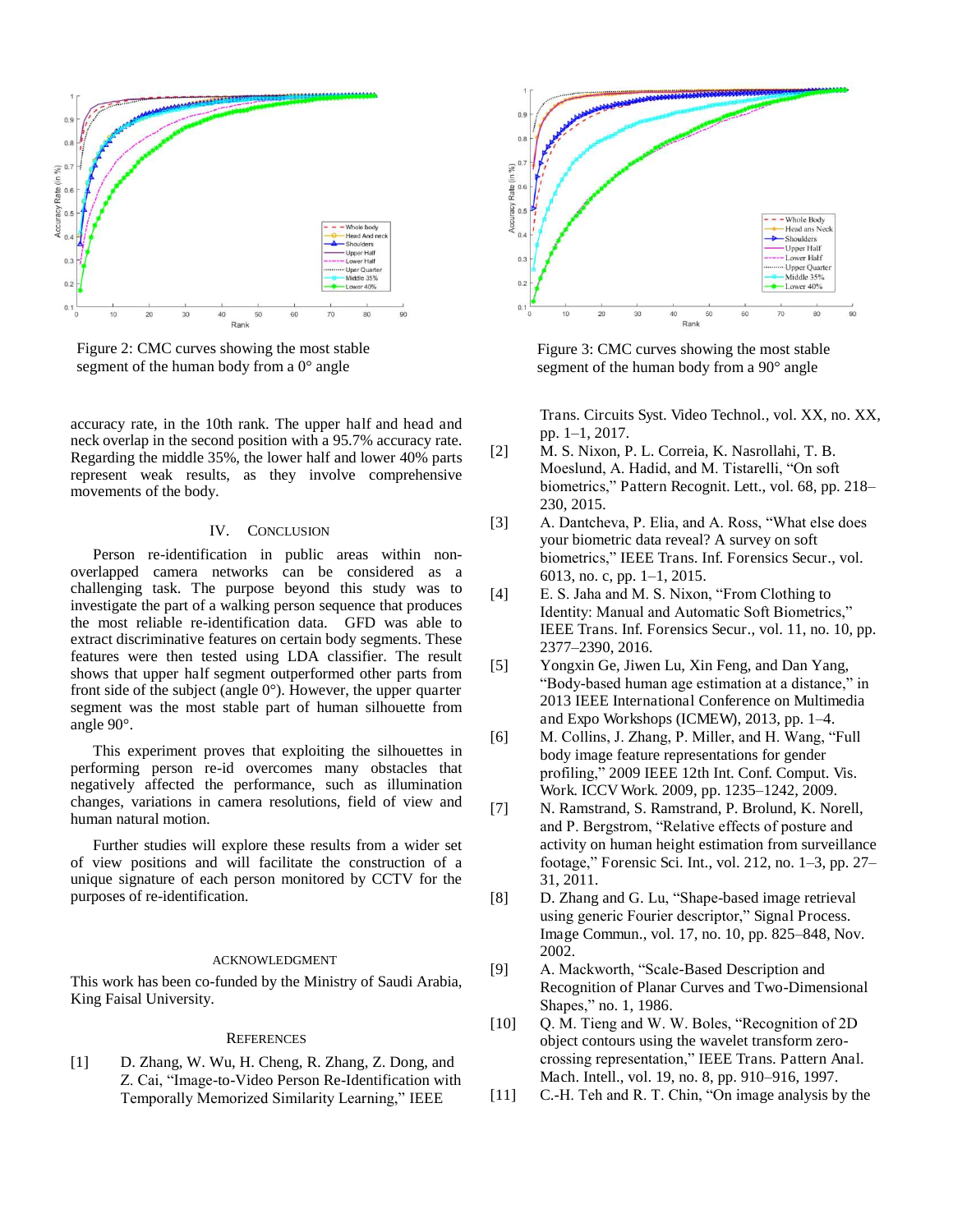Figure 2: CMC curves showing the most stable segment of the human body from a 0° angle

Figure 3: CMC curves showing the most stable segment of the human body from a 90° angle

accuracy rate, in the 10th rank. The upper half and head and neck overlap in the second position with a 95.7% accuracy rate. Regarding the middle 35%, the lower half and lower 40% parts represent weak results, as they involve comprehensive movements of the body.

## IV. Conclusion

Person re-identification in public areas within non-overlapped camera networks can be considered as a challenging task. The purpose beyond this study was to investigate the part of a walking person sequence that produces the most reliable re-identification data. GFD was able to extract discriminative features on certain body segments. These features were then tested using LDA classifier. The result shows that upper half segment outperformed other parts from front side of the subject (angle 0°). However, the upper quarter segment was the most stable part of human silhouette from angle 90°.

This experiment proves that exploiting the silhouettes in performing person re-id overcomes many obstacles that negatively affected the performance, such as illumination changes, variations in camera resolutions, field of view and human natural motion.

Further studies will explore these results from a wider set of view positions and will facilitate the construction of a unique signature of each person monitored by CCTV for the purposes of re-identification.

## Acknowledgment

This work has been co-funded by the Ministry of Saudi Arabia, King Faisal University.

## References

[1] D. Zhang, W. Wu, H. Cheng, R. Zhang, Z. Dong, and Z. Cai, "Image-to-Video Person Re-Identification with Temporally Memorized Similarity Learning," IEEE Trans. Circuits Syst. Video Technol., vol. XX, no. XX, pp. 1–1, 2017.

[2] M. S. Nixon, P. L. Correia, K. Nasrollahi, T. B. Moeslund, A. Hadid, and M. Tistarelli, "On soft biometrics," Pattern Recognit. Lett., vol. 68, pp. 218–230, 2015.

[3] A. Dantcheva, P. Elia, and A. Ross, "What else does your biometric data reveal? A survey on soft biometrics," IEEE Trans. Inf. Forensics Secur., vol. 6013, no. c, pp. 1–1, 2015.

[4] E. S. Jaha and M. S. Nixon, "From Clothing to Identity: Manual and Automatic Soft Biometrics," IEEE Trans. Inf. Forensics Secur., vol. 11, no. 10, pp. 2377–2390, 2016.

[5] Yongxin Ge, Jiwen Lu, Xin Feng, and Dan Yang, "Body-based human age estimation at a distance," in 2013 IEEE International Conference on Multimedia and Expo Workshops (ICMEW), 2013, pp. 1–4.

[6] M. Collins, J. Zhang, P. Miller, and H. Wang, "Full body image feature representations for gender profiling," 2009 IEEE 12th Int. Conf. Comput. Vis. Work. ICCV Work. 2009, pp. 1235–1242, 2009.

[7] N. Ramstrand, S. Ramstrand, P. Brolund, K. Norell, and P. Bergstrom, "Relative effects of posture and activity on human height estimation from surveillance footage," Forensic Sci. Int., vol. 212, no. 1–3, pp. 27–31, 2011.

[8] D. Zhang and G. Lu, "Shape-based image retrieval using generic Fourier descriptor," Signal Process. Image Commun., vol. 17, no. 10, pp. 825–848, Nov. 2002.

[9] A. Mackworth, "Scale-Based Description and Recognition of Planar Curves and Two-Dimensional Shapes," no. 1, 1986.

[10] Q. M. Tieng and W. W. Boles, "Recognition of 2D object contours using the wavelet transform zero-crossing representation," IEEE Trans. Pattern Anal. Mach. Intell., vol. 19, no. 8, pp. 910–916, 1997.

[11] C.-H. Teh and R. T. Chin, "On image analysis by the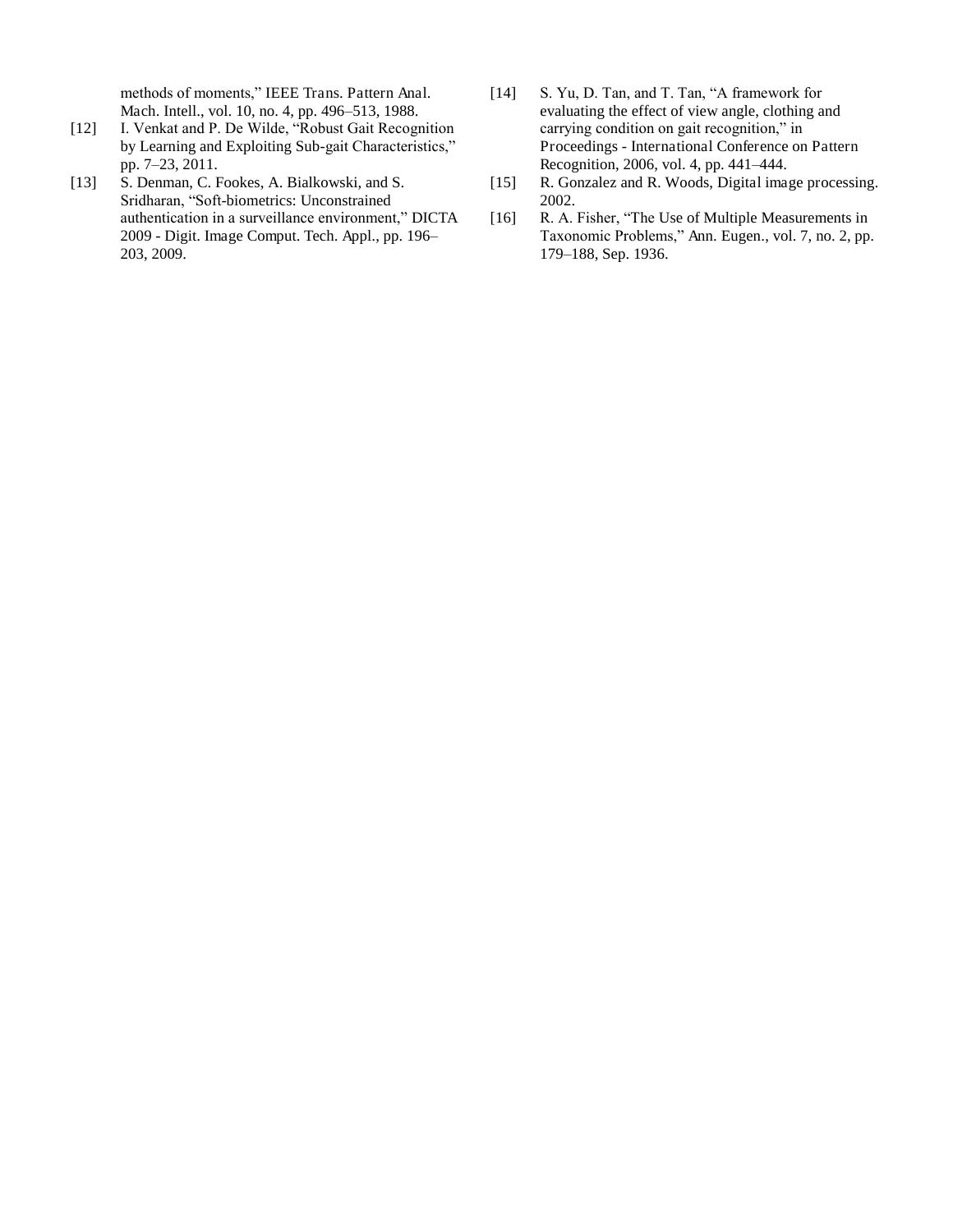methods of moments," IEEE Trans. Pattern Anal. Mach. Intell., vol. 10, no. 4, pp. 496–513, 1988.

[12] I. Venkat and P. De Wilde, "Robust Gait Recognition by Learning and Exploiting Sub-gait Characteristics," pp. 7–23, 2011.

[13] S. Denman, C. Fookes, A. Bialkowski, and S. Sridharan, "Soft-biometrics: Unconstrained authentication in a surveillance environment," DICTA 2009 - Digit. Image Comput. Tech. Appl., pp. 196–203, 2009.

[14] S. Yu, D. Tan, and T. Tan, "A framework for evaluating the effect of view angle, clothing and carrying condition on gait recognition," in Proceedings - International Conference on Pattern Recognition, 2006, vol. 4, pp. 441–444.

[15] R. Gonzalez and R. Woods, Digital image processing. 2002.

[16] R. A. Fisher, "The Use of Multiple Measurements in Taxonomic Problems," Ann. Eugen., vol. 7, no. 2, pp. 179–188, Sep. 1936.